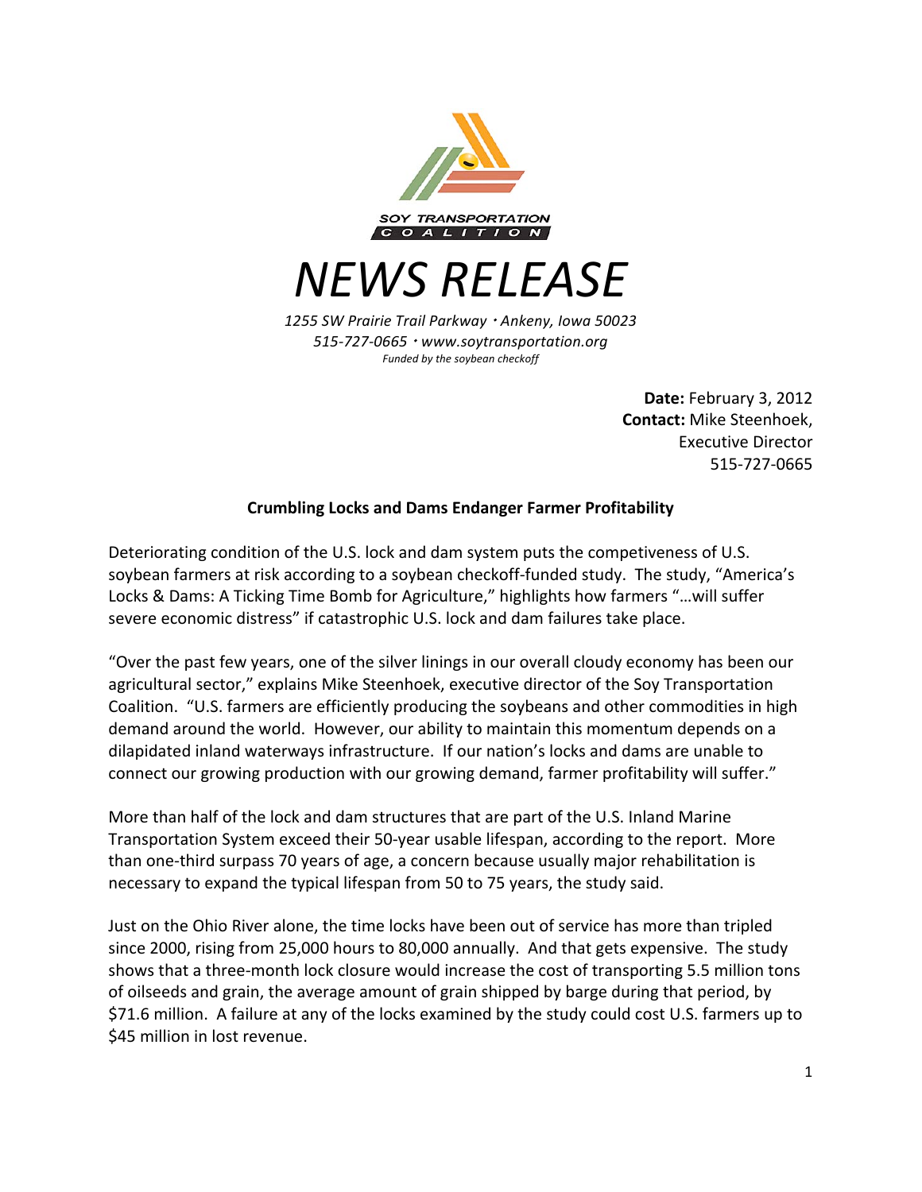SOY TRANSPORTATION COALITION

# NEWS RELEASE

*1255 SW Prairie Trail Parkway · Ankeny, Iowa 50023*
*515-727-0665 · www.soytransportation.org*
*Funded by the soybean checkoff*

**Date:** February 3, 2012
**Contact:** Mike Steenhoek, Executive Director
515-727-0665

**Crumbling Locks and Dams Endanger Farmer Profitability**

Deteriorating condition of the U.S. lock and dam system puts the competiveness of U.S. soybean farmers at risk according to a soybean checkoff-funded study. The study, "America's Locks & Dams: A Ticking Time Bomb for Agriculture," highlights how farmers "…will suffer severe economic distress" if catastrophic U.S. lock and dam failures take place.

"Over the past few years, one of the silver linings in our overall cloudy economy has been our agricultural sector," explains Mike Steenhoek, executive director of the Soy Transportation Coalition. "U.S. farmers are efficiently producing the soybeans and other commodities in high demand around the world. However, our ability to maintain this momentum depends on a dilapidated inland waterways infrastructure. If our nation's locks and dams are unable to connect our growing production with our growing demand, farmer profitability will suffer."

More than half of the lock and dam structures that are part of the U.S. Inland Marine Transportation System exceed their 50-year usable lifespan, according to the report. More than one-third surpass 70 years of age, a concern because usually major rehabilitation is necessary to expand the typical lifespan from 50 to 75 years, the study said.

Just on the Ohio River alone, the time locks have been out of service has more than tripled since 2000, rising from 25,000 hours to 80,000 annually. And that gets expensive. The study shows that a three-month lock closure would increase the cost of transporting 5.5 million tons of oilseeds and grain, the average amount of grain shipped by barge during that period, by $71.6 million. A failure at any of the locks examined by the study could cost U.S. farmers up to $45 million in lost revenue.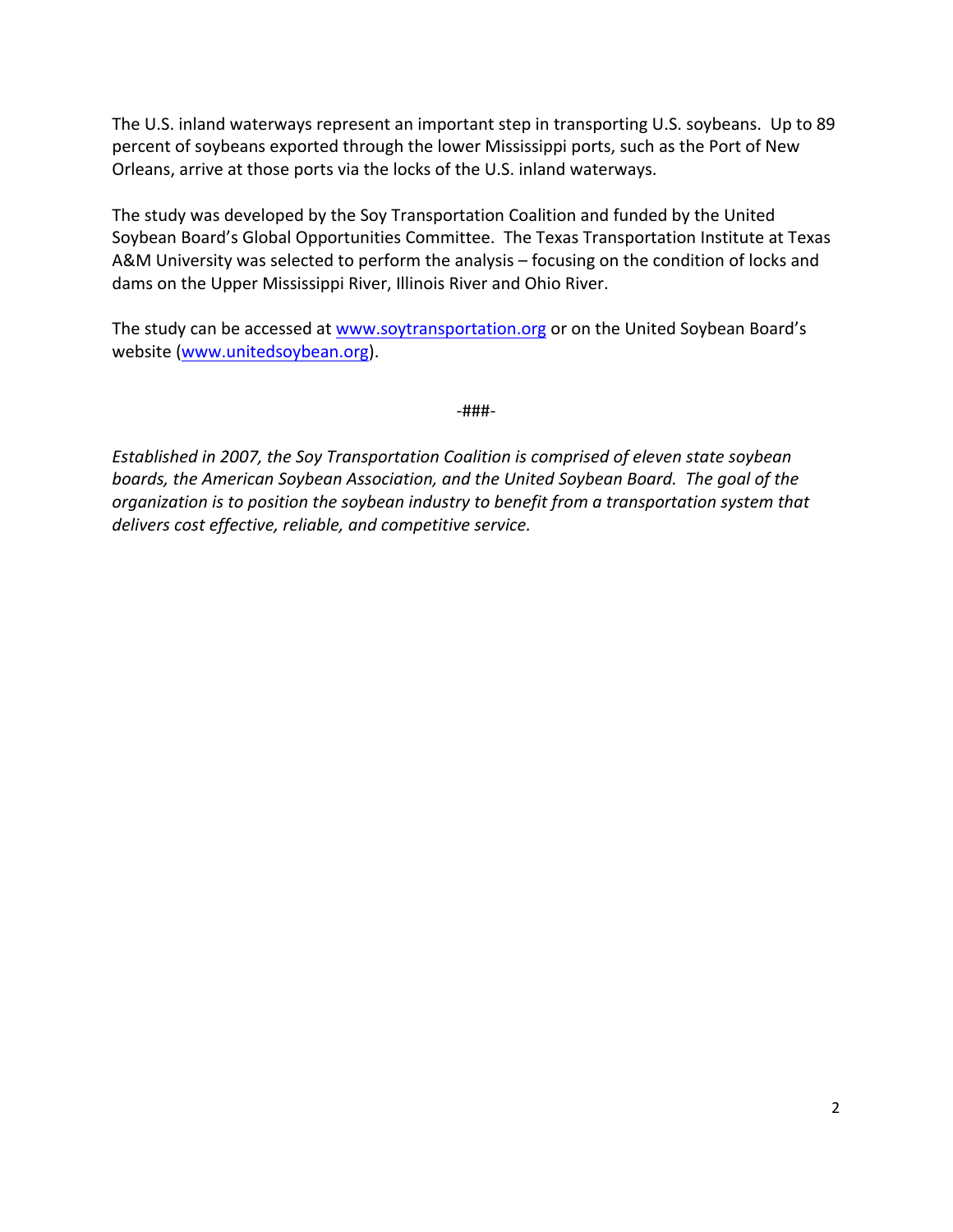The U.S. inland waterways represent an important step in transporting U.S. soybeans. Up to 89 percent of soybeans exported through the lower Mississippi ports, such as the Port of New Orleans, arrive at those ports via the locks of the U.S. inland waterways.

The study was developed by the Soy Transportation Coalition and funded by the United Soybean Board's Global Opportunities Committee. The Texas Transportation Institute at Texas A&M University was selected to perform the analysis – focusing on the condition of locks and dams on the Upper Mississippi River, Illinois River and Ohio River.

The study can be accessed at [www.soytransportation.org](www.soytransportation.org) or on the United Soybean Board's website ([www.unitedsoybean.org](www.unitedsoybean.org)).

-###-

*Established in 2007, the Soy Transportation Coalition is comprised of eleven state soybean boards, the American Soybean Association, and the United Soybean Board. The goal of the organization is to position the soybean industry to benefit from a transportation system that delivers cost effective, reliable, and competitive service.*